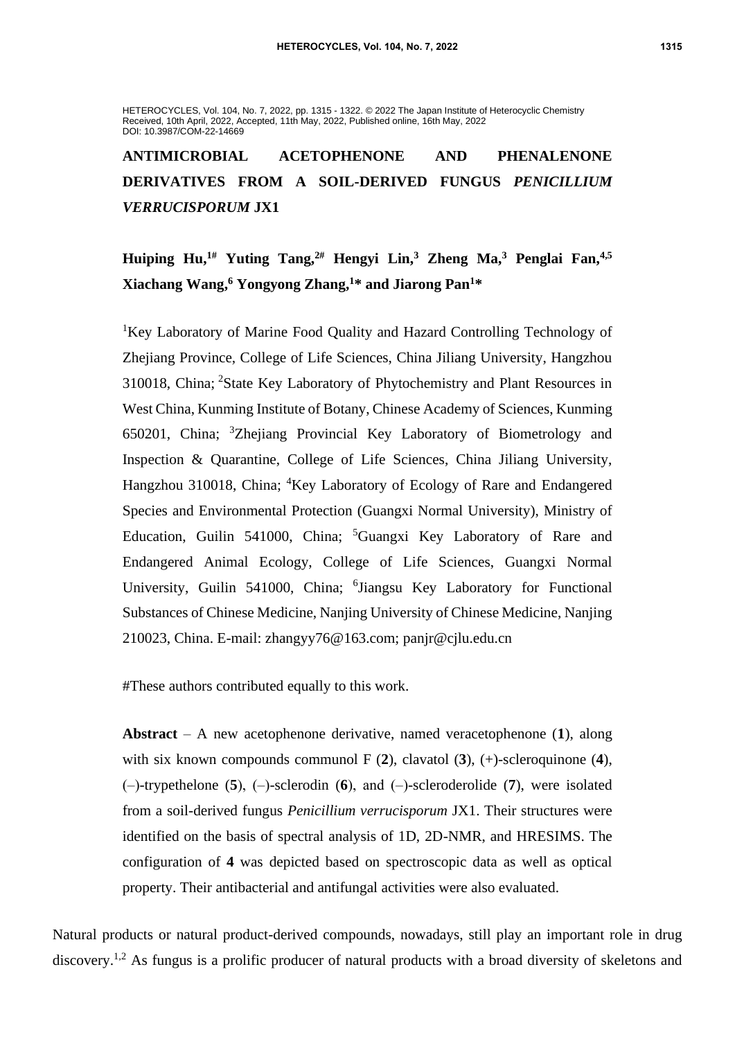HETEROCYCLES, Vol. 104, No. 7, 2022, pp. 1315 - 1322. © 2022 The Japan Institute of Heterocyclic Chemistry
Received, 10th April, 2022, Accepted, 11th May, 2022, Published online, 16th May, 2022
DOI: 10.3987/COM-22-14669

# ANTIMICROBIAL ACETOPHENONE AND PHENALENONE DERIVATIVES FROM A SOIL-DERIVED FUNGUS *PENICILLIUM VERRUCISPORUM* JX1

**Huiping Hu,[1#] Yuting Tang,[2#] Hengyi Lin,[3] Zheng Ma,[3] Penglai Fan,[4,5] Xiachang Wang,[6] Yongyong Zhang,[1]* and Jiarong Pan[1]***

[1]Key Laboratory of Marine Food Quality and Hazard Controlling Technology of Zhejiang Province, College of Life Sciences, China Jiliang University, Hangzhou 310018, China; [2]State Key Laboratory of Phytochemistry and Plant Resources in West China, Kunming Institute of Botany, Chinese Academy of Sciences, Kunming 650201, China; [3]Zhejiang Provincial Key Laboratory of Biometrology and Inspection & Quarantine, College of Life Sciences, China Jiliang University, Hangzhou 310018, China; [4]Key Laboratory of Ecology of Rare and Endangered Species and Environmental Protection (Guangxi Normal University), Ministry of Education, Guilin 541000, China; [5]Guangxi Key Laboratory of Rare and Endangered Animal Ecology, College of Life Sciences, Guangxi Normal University, Guilin 541000, China; [6]Jiangsu Key Laboratory for Functional Substances of Chinese Medicine, Nanjing University of Chinese Medicine, Nanjing 210023, China. E-mail: zhangyy76@163.com; panjr@cjlu.edu.cn

#These authors contributed equally to this work.

**Abstract** – A new acetophenone derivative, named veracetophenone (**1**), along with six known compounds communol F (**2**), clavatol (**3**), (+)-scleroquinone (**4**), (–)-trypethelone (**5**), (–)-sclerodin (**6**), and (–)-scleroderolide (**7**), were isolated from a soil-derived fungus *Penicillium verrucisporum* JX1. Their structures were identified on the basis of spectral analysis of 1D, 2D-NMR, and HRESIMS. The configuration of **4** was depicted based on spectroscopic data as well as optical property. Their antibacterial and antifungal activities were also evaluated.

Natural products or natural product-derived compounds, nowadays, still play an important role in drug discovery.[1,2] As fungus is a prolific producer of natural products with a broad diversity of skeletons and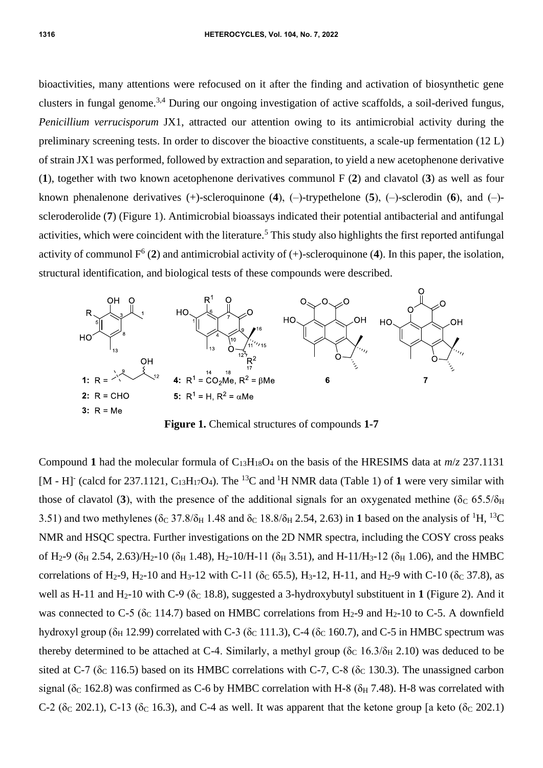bioactivities, many attentions were refocused on it after the finding and activation of biosynthetic gene clusters in fungal genome.[3,4] During our ongoing investigation of active scaffolds, a soil-derived fungus, *Penicillium verrucisporum* JX1, attracted our attention owing to its antimicrobial activity during the preliminary screening tests. In order to discover the bioactive constituents, a scale-up fermentation (12 L) of strain JX1 was performed, followed by extraction and separation, to yield a new acetophenone derivative (**1**), together with two known acetophenone derivatives communol F (**2**) and clavatol (**3**) as well as four known phenalenone derivatives (+)-scleroquinone (**4**), (–)-trypethelone (**5**), (–)-sclerodin (**6**), and (–)-scleroderolide (**7**) (Figure 1). Antimicrobial bioassays indicated their potential antibacterial and antifungal activities, which were coincident with the literature.[5] This study also highlights the first reported antifungal activity of communol F[6] (**2**) and antimicrobial activity of (+)-scleroquinone (**4**). In this paper, the isolation, structural identification, and biological tests of these compounds were described.

**Figure 1.** Chemical structures of compounds **1-7**

Compound **1** had the molecular formula of $C_{13}H_{18}O_4$ on the basis of the HRESIMS data at *m/z* 237.1131 $[M - H]^-$ (calcd for 237.1121, $C_{13}H_{17}O_4$). The $^{13}C$ and $^1H$ NMR data (Table 1) of **1** were very similar with those of clavatol (**3**), with the presence of the additional signals for an oxygenated methine ($\delta_C$ 65.5/$\delta_H$ 3.51) and two methylenes ($\delta_C$ 37.8/$\delta_H$ 1.48 and $\delta_C$ 18.8/$\delta_H$ 2.54, 2.63) in **1** based on the analysis of $^1H$, $^{13}C$ NMR and HSQC spectra. Further investigations on the 2D NMR spectra, including the COSY cross peaks of $H_2$-9 ($\delta_H$ 2.54, 2.63)/$H_2$-10 ($\delta_H$ 1.48), $H_2$-10/H-11 ($\delta_H$ 3.51), and H-11/$H_3$-12 ($\delta_H$ 1.06), and the HMBC correlations of $H_2$-9, $H_2$-10 and $H_3$-12 with C-11 ($\delta_C$ 65.5), $H_3$-12, H-11, and $H_2$-9 with C-10 ($\delta_C$ 37.8), as well as H-11 and $H_2$-10 with C-9 ($\delta_C$ 18.8), suggested a 3-hydroxybutyl substituent in **1** (Figure 2). And it was connected to C-5 ($\delta_C$ 114.7) based on HMBC correlations from $H_2$-9 and $H_2$-10 to C-5. A downfield hydroxyl group ($\delta_H$ 12.99) correlated with C-3 ($\delta_C$ 111.3), C-4 ($\delta_C$ 160.7), and C-5 in HMBC spectrum was thereby determined to be attached at C-4. Similarly, a methyl group ($\delta_C$ 16.3/$\delta_H$ 2.10) was deduced to be sited at C-7 ($\delta_C$ 116.5) based on its HMBC correlations with C-7, C-8 ($\delta_C$ 130.3). The unassigned carbon signal ($\delta_C$ 162.8) was confirmed as C-6 by HMBC correlation with H-8 ($\delta_H$ 7.48). H-8 was correlated with C-2 ($\delta_C$ 202.1), C-13 ($\delta_C$ 16.3), and C-4 as well. It was apparent that the ketone group [a keto ($\delta_C$ 202.1)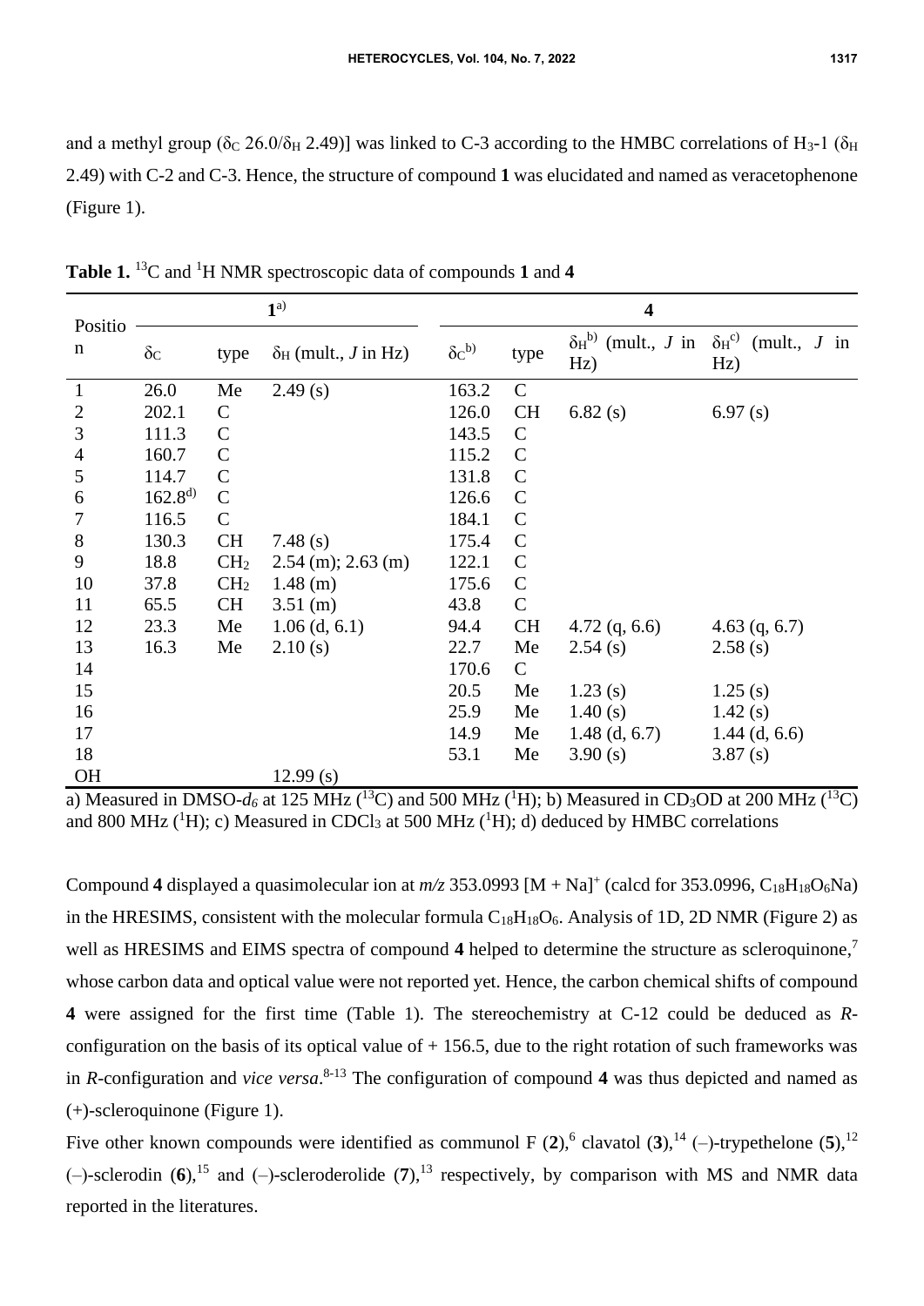and a methyl group ($\delta_C$ 26.0/$\delta_H$ 2.49)] was linked to C-3 according to the HMBC correlations of $H_3$-1 ($\delta_H$ 2.49) with C-2 and C-3. Hence, the structure of compound **1** was elucidated and named as veracetophenone (Figure 1).

**Table 1.** $^{13}C$ and $^{1}H$ NMR spectroscopic data of compounds **1** and **4**

| Position | **1**[a] | | | **4** | | | |
|---|---|---|---|---|---|---|---|
| | $\delta_C$ | type | $\delta_H$ (mult., *J* in Hz) | $\delta_C$[b] | type | $\delta_H$[b] (mult., *J* in Hz) | $\delta_H$[c] (mult., *J* in Hz) |
| 1 | 26.0 | Me | 2.49 (s) | 163.2 | C | | |
| 2 | 202.1 | C | | 126.0 | CH | 6.82 (s) | 6.97 (s) |
| 3 | 111.3 | C | | 143.5 | C | | |
| 4 | 160.7 | C | | 115.2 | C | | |
| 5 | 114.7 | C | | 131.8 | C | | |
| 6 | 162.8[d] | C | | 126.6 | C | | |
| 7 | 116.5 | C | | 184.1 | C | | |
| 8 | 130.3 | CH | 7.48 (s) | 175.4 | C | | |
| 9 | 18.8 | $CH_2$ | 2.54 (m); 2.63 (m) | 122.1 | C | | |
| 10 | 37.8 | $CH_2$ | 1.48 (m) | 175.6 | C | | |
| 11 | 65.5 | CH | 3.51 (m) | 43.8 | C | | |
| 12 | 23.3 | Me | 1.06 (d, 6.1) | 94.4 | CH | 4.72 (q, 6.6) | 4.63 (q, 6.7) |
| 13 | 16.3 | Me | 2.10 (s) | 22.7 | Me | 2.54 (s) | 2.58 (s) |
| 14 | | | | 170.6 | C | | |
| 15 | | | | 20.5 | Me | 1.23 (s) | 1.25 (s) |
| 16 | | | | 25.9 | Me | 1.40 (s) | 1.42 (s) |
| 17 | | | | 14.9 | Me | 1.48 (d, 6.7) | 1.44 (d, 6.6) |
| 18 | | | | 53.1 | Me | 3.90 (s) | 3.87 (s) |
| OH | | | 12.99 (s) | | | | |

a) Measured in DMSO-$d_6$ at 125 MHz ($^{13}C$) and 500 MHz ($^{1}H$); b) Measured in $CD_3OD$ at 200 MHz ($^{13}C$) and 800 MHz ($^{1}H$); c) Measured in $CDCl_3$ at 500 MHz ($^{1}H$); d) deduced by HMBC correlations

Compound **4** displayed a quasimolecular ion at *m/z* 353.0993 $[M + Na]^+$ (calcd for 353.0996, $C_{18}H_{18}O_6Na$) in the HRESIMS, consistent with the molecular formula $C_{18}H_{18}O_6$. Analysis of 1D, 2D NMR (Figure 2) as well as HRESIMS and EIMS spectra of compound **4** helped to determine the structure as scleroquinone,[7] whose carbon data and optical value were not reported yet. Hence, the carbon chemical shifts of compound **4** were assigned for the first time (Table 1). The stereochemistry at C-12 could be deduced as *R*-configuration on the basis of its optical value of + 156.5, due to the right rotation of such frameworks was in *R*-configuration and *vice versa*.[8-13] The configuration of compound **4** was thus depicted and named as (+)-scleroquinone (Figure 1).

Five other known compounds were identified as communol F (**2**),[6] clavatol (**3**),[14] (–)-trypethelone (**5**),[12] (–)-sclerodin (**6**),[15] and (–)-scleroderolide (**7**),[13] respectively, by comparison with MS and NMR data reported in the literatures.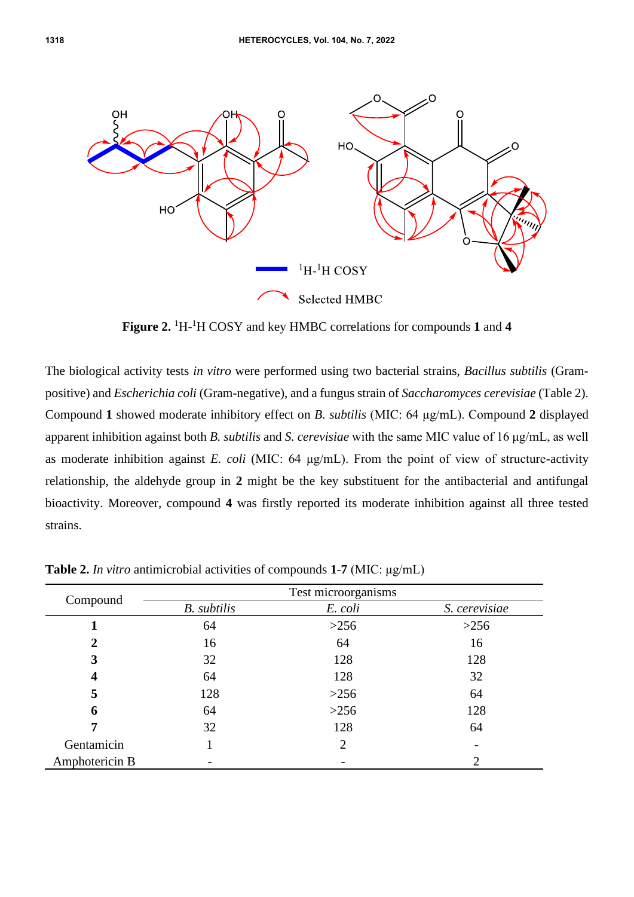**Figure 2.** $^{1}H$-$^{1}H$ COSY and key HMBC correlations for compounds **1** and **4**

The biological activity tests *in vitro* were performed using two bacterial strains, *Bacillus subtilis* (Gram-positive) and *Escherichia coli* (Gram-negative), and a fungus strain of *Saccharomyces cerevisiae* (Table 2). Compound **1** showed moderate inhibitory effect on *B. subtilis* (MIC: 64 μg/mL). Compound **2** displayed apparent inhibition against both *B. subtilis* and *S. cerevisiae* with the same MIC value of 16 μg/mL, as well as moderate inhibition against *E. coli* (MIC: 64 μg/mL). From the point of view of structure-activity relationship, the aldehyde group in **2** might be the key substituent for the antibacterial and antifungal bioactivity. Moreover, compound **4** was firstly reported its moderate inhibition against all three tested strains.

**Table 2.** *In vitro* antimicrobial activities of compounds **1-7** (MIC: μg/mL)

| Compound | Test microorganisms | | |
|---|---|---|---|
| | *B. subtilis* | *E. coli* | *S. cerevisiae* |
| **1** | 64 | >256 | >256 |
| **2** | 16 | 64 | 16 |
| **3** | 32 | 128 | 128 |
| **4** | 64 | 128 | 32 |
| **5** | 128 | >256 | 64 |
| **6** | 64 | >256 | 128 |
| **7** | 32 | 128 | 64 |
| Gentamicin | 1 | 2 | - |
| Amphotericin B | - | - | 2 |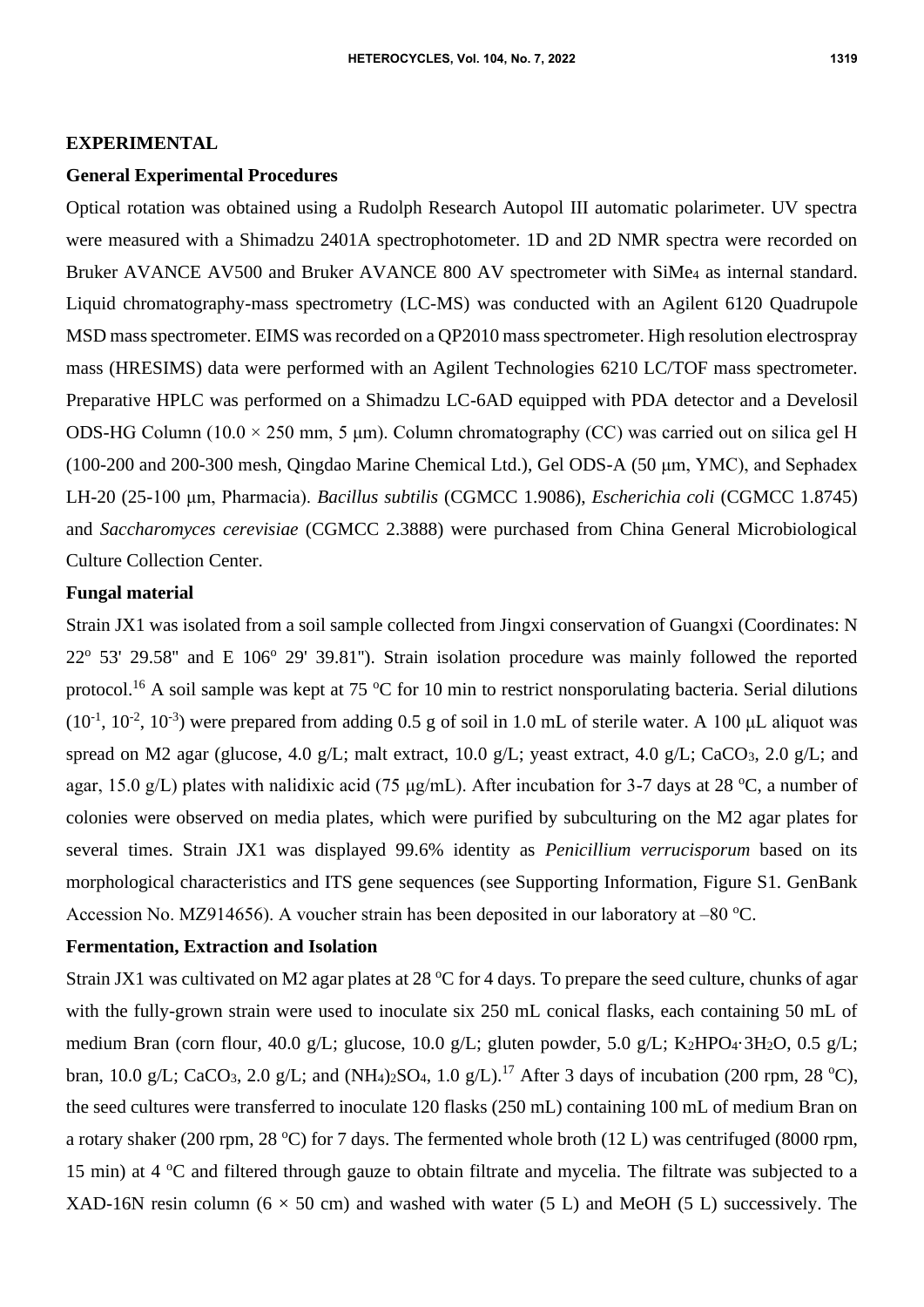## EXPERIMENTAL

### General Experimental Procedures

Optical rotation was obtained using a Rudolph Research Autopol III automatic polarimeter. UV spectra were measured with a Shimadzu 2401A spectrophotometer. 1D and 2D NMR spectra were recorded on Bruker AVANCE AV500 and Bruker AVANCE 800 AV spectrometer with $SiMe_4$ as internal standard. Liquid chromatography-mass spectrometry (LC-MS) was conducted with an Agilent 6120 Quadrupole MSD mass spectrometer. EIMS was recorded on a QP2010 mass spectrometer. High resolution electrospray mass (HRESIMS) data were performed with an Agilent Technologies 6210 LC/TOF mass spectrometer. Preparative HPLC was performed on a Shimadzu LC-6AD equipped with PDA detector and a Develosil ODS-HG Column (10.0 × 250 mm, 5 μm). Column chromatography (CC) was carried out on silica gel H (100-200 and 200-300 mesh, Qingdao Marine Chemical Ltd.), Gel ODS-A (50 μm, YMC), and Sephadex LH-20 (25-100 μm, Pharmacia). *Bacillus subtilis* (CGMCC 1.9086), *Escherichia coli* (CGMCC 1.8745) and *Saccharomyces cerevisiae* (CGMCC 2.3888) were purchased from China General Microbiological Culture Collection Center.

### Fungal material

Strain JX1 was isolated from a soil sample collected from Jingxi conservation of Guangxi (Coordinates: N 22º 53' 29.58" and E 106º 29' 39.81"). Strain isolation procedure was mainly followed the reported protocol.[16] A soil sample was kept at 75 ºC for 10 min to restrict nonsporulating bacteria. Serial dilutions ($10^{-1}$, $10^{-2}$, $10^{-3}$) were prepared from adding 0.5 g of soil in 1.0 mL of sterile water. A 100 μL aliquot was spread on M2 agar (glucose, 4.0 g/L; malt extract, 10.0 g/L; yeast extract, 4.0 g/L; $CaCO_3$, 2.0 g/L; and agar, 15.0 g/L) plates with nalidixic acid (75 μg/mL). After incubation for 3-7 days at 28 ºC, a number of colonies were observed on media plates, which were purified by subculturing on the M2 agar plates for several times. Strain JX1 was displayed 99.6% identity as *Penicillium verrucisporum* based on its morphological characteristics and ITS gene sequences (see Supporting Information, Figure S1. GenBank Accession No. MZ914656). A voucher strain has been deposited in our laboratory at –80 ºC.

### Fermentation, Extraction and Isolation

Strain JX1 was cultivated on M2 agar plates at 28 ºC for 4 days. To prepare the seed culture, chunks of agar with the fully-grown strain were used to inoculate six 250 mL conical flasks, each containing 50 mL of medium Bran (corn flour, 40.0 g/L; glucose, 10.0 g/L; gluten powder, 5.0 g/L; $K_2HPO_4·3H_2O$, 0.5 g/L; bran, 10.0 g/L; $CaCO_3$, 2.0 g/L; and $(NH_4)_2SO_4$, 1.0 g/L).[17] After 3 days of incubation (200 rpm, 28 ºC), the seed cultures were transferred to inoculate 120 flasks (250 mL) containing 100 mL of medium Bran on a rotary shaker (200 rpm, 28 ºC) for 7 days. The fermented whole broth (12 L) was centrifuged (8000 rpm, 15 min) at 4 ºC and filtered through gauze to obtain filtrate and mycelia. The filtrate was subjected to a XAD-16N resin column (6 × 50 cm) and washed with water (5 L) and MeOH (5 L) successively. The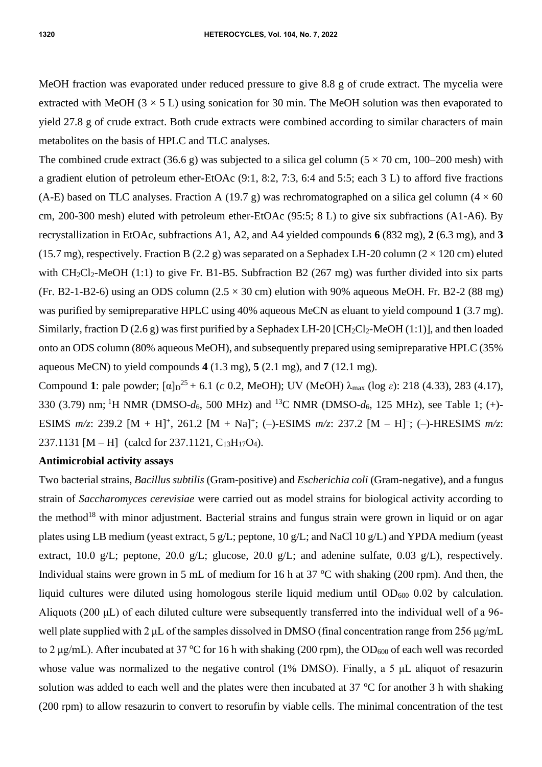MeOH fraction was evaporated under reduced pressure to give 8.8 g of crude extract. The mycelia were extracted with MeOH (3 × 5 L) using sonication for 30 min. The MeOH solution was then evaporated to yield 27.8 g of crude extract. Both crude extracts were combined according to similar characters of main metabolites on the basis of HPLC and TLC analyses.

The combined crude extract (36.6 g) was subjected to a silica gel column (5 × 70 cm, 100–200 mesh) with a gradient elution of petroleum ether-EtOAc (9:1, 8:2, 7:3, 6:4 and 5:5; each 3 L) to afford five fractions (A-E) based on TLC analyses. Fraction A (19.7 g) was rechromatographed on a silica gel column (4 × 60 cm, 200-300 mesh) eluted with petroleum ether-EtOAc (95:5; 8 L) to give six subfractions (A1-A6). By recrystallization in EtOAc, subfractions A1, A2, and A4 yielded compounds **6** (832 mg), **2** (6.3 mg), and **3** (15.7 mg), respectively. Fraction B (2.2 g) was separated on a Sephadex LH-20 column (2 × 120 cm) eluted with $CH_2Cl_2$-MeOH (1:1) to give Fr. B1-B5. Subfraction B2 (267 mg) was further divided into six parts (Fr. B2-1-B2-6) using an ODS column (2.5 × 30 cm) elution with 90% aqueous MeOH. Fr. B2-2 (88 mg) was purified by semipreparative HPLC using 40% aqueous MeCN as eluant to yield compound **1** (3.7 mg). Similarly, fraction D (2.6 g) was first purified by a Sephadex LH-20 [$CH_2Cl_2$-MeOH (1:1)], and then loaded onto an ODS column (80% aqueous MeOH), and subsequently prepared using semipreparative HPLC (35% aqueous MeCN) to yield compounds **4** (1.3 mg), **5** (2.1 mg), and **7** (12.1 mg).

Compound **1**: pale powder; $[\alpha]_D^{25}$ + 6.1 (*c* 0.2, MeOH); UV (MeOH) $\lambda_{max}$ (log $\varepsilon$): 218 (4.33), 283 (4.17), 330 (3.79) nm; $^1H$ NMR (DMSO-$d_6$, 500 MHz) and $^{13}C$ NMR (DMSO-$d_6$, 125 MHz), see Table 1; (+)-ESIMS *m/z*: 239.2 $[M + H]^+$, 261.2 $[M + Na]^+$; (–)-ESIMS *m/z*: 237.2 $[M – H]^–$; (–)-HRESIMS *m/z*: 237.1131 $[M – H]^–$ (calcd for 237.1121, $C_{13}H_{17}O_4$).

**Antimicrobial activity assays**

Two bacterial strains, *Bacillus subtilis* (Gram-positive) and *Escherichia coli* (Gram-negative), and a fungus strain of *Saccharomyces cerevisiae* were carried out as model strains for biological activity according to the method[18] with minor adjustment. Bacterial strains and fungus strain were grown in liquid or on agar plates using LB medium (yeast extract, 5 g/L; peptone, 10 g/L; and NaCl 10 g/L) and YPDA medium (yeast extract, 10.0 g/L; peptone, 20.0 g/L; glucose, 20.0 g/L; and adenine sulfate, 0.03 g/L), respectively. Individual stains were grown in 5 mL of medium for 16 h at 37 °C with shaking (200 rpm). And then, the liquid cultures were diluted using homologous sterile liquid medium until $OD_{600}$ 0.02 by calculation. Aliquots (200 μL) of each diluted culture were subsequently transferred into the individual well of a 96-well plate supplied with 2 μL of the samples dissolved in DMSO (final concentration range from 256 μg/mL to 2 μg/mL). After incubated at 37 °C for 16 h with shaking (200 rpm), the $OD_{600}$ of each well was recorded whose value was normalized to the negative control (1% DMSO). Finally, a 5 μL aliquot of resazurin solution was added to each well and the plates were then incubated at 37 °C for another 3 h with shaking (200 rpm) to allow resazurin to convert to resorufin by viable cells. The minimal concentration of the test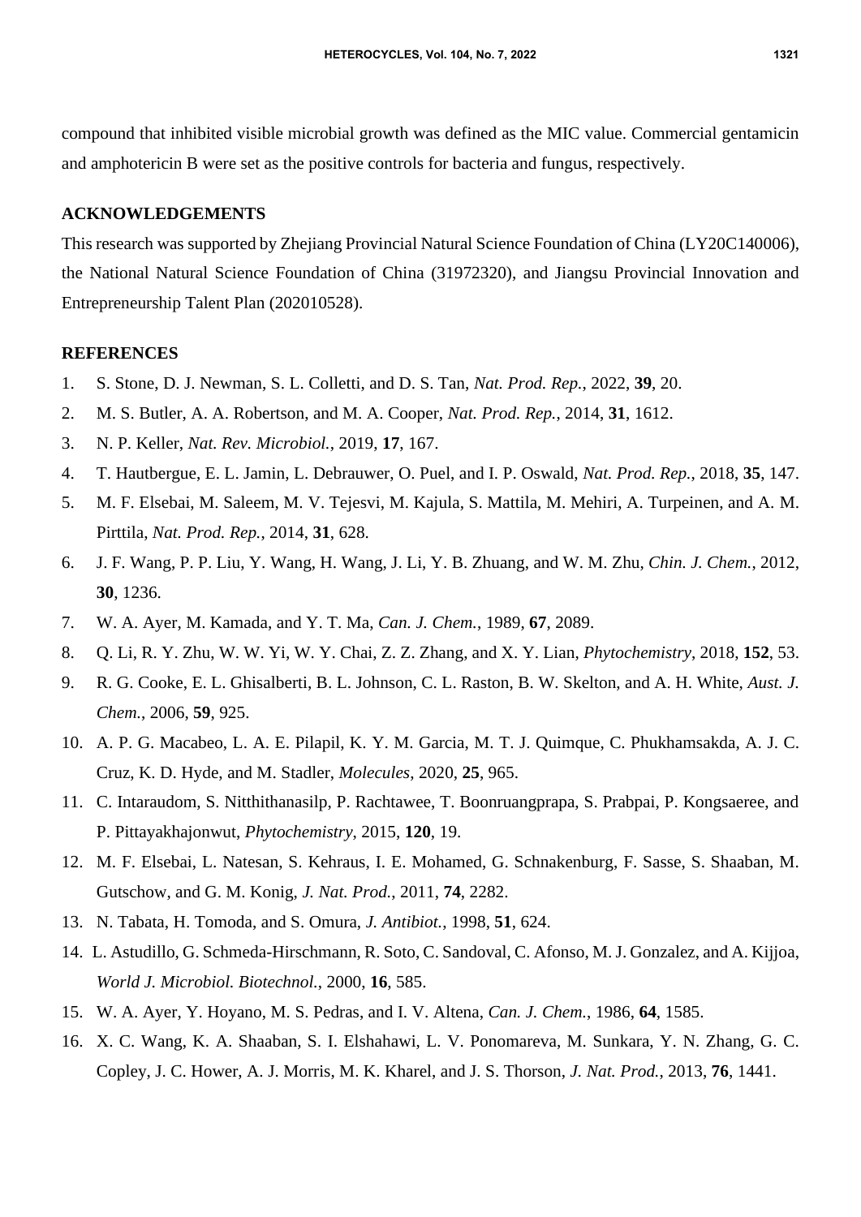compound that inhibited visible microbial growth was defined as the MIC value. Commercial gentamicin and amphotericin B were set as the positive controls for bacteria and fungus, respectively.

## ACKNOWLEDGEMENTS

This research was supported by Zhejiang Provincial Natural Science Foundation of China (LY20C140006), the National Natural Science Foundation of China (31972320), and Jiangsu Provincial Innovation and Entrepreneurship Talent Plan (202010528).

## REFERENCES

1. S. Stone, D. J. Newman, S. L. Colletti, and D. S. Tan, *Nat. Prod. Rep.*, 2022, **39**, 20.
2. M. S. Butler, A. A. Robertson, and M. A. Cooper, *Nat. Prod. Rep.*, 2014, **31**, 1612.
3. N. P. Keller, *Nat. Rev. Microbiol.*, 2019, **17**, 167.
4. T. Hautbergue, E. L. Jamin, L. Debrauwer, O. Puel, and I. P. Oswald, *Nat. Prod. Rep.*, 2018, **35**, 147.
5. M. F. Elsebai, M. Saleem, M. V. Tejesvi, M. Kajula, S. Mattila, M. Mehiri, A. Turpeinen, and A. M. Pirttila, *Nat. Prod. Rep.*, 2014, **31**, 628.
6. J. F. Wang, P. P. Liu, Y. Wang, H. Wang, J. Li, Y. B. Zhuang, and W. M. Zhu, *Chin. J. Chem.*, 2012, **30**, 1236.
7. W. A. Ayer, M. Kamada, and Y. T. Ma, *Can. J. Chem.*, 1989, **67**, 2089.
8. Q. Li, R. Y. Zhu, W. W. Yi, W. Y. Chai, Z. Z. Zhang, and X. Y. Lian, *Phytochemistry*, 2018, **152**, 53.
9. R. G. Cooke, E. L. Ghisalberti, B. L. Johnson, C. L. Raston, B. W. Skelton, and A. H. White, *Aust. J. Chem.*, 2006, **59**, 925.
10. A. P. G. Macabeo, L. A. E. Pilapil, K. Y. M. Garcia, M. T. J. Quimque, C. Phukhamsakda, A. J. C. Cruz, K. D. Hyde, and M. Stadler, *Molecules*, 2020, **25**, 965.
11. C. Intaraudom, S. Nitthithanasilp, P. Rachtawee, T. Boonruangprapa, S. Prabpai, P. Kongsaeree, and P. Pittayakhajonwut, *Phytochemistry*, 2015, **120**, 19.
12. M. F. Elsebai, L. Natesan, S. Kehraus, I. E. Mohamed, G. Schnakenburg, F. Sasse, S. Shaaban, M. Gutschow, and G. M. Konig, *J. Nat. Prod.*, 2011, **74**, 2282.
13. N. Tabata, H. Tomoda, and S. Omura, *J. Antibiot.*, 1998, **51**, 624.
14. L. Astudillo, G. Schmeda-Hirschmann, R. Soto, C. Sandoval, C. Afonso, M. J. Gonzalez, and A. Kijjoa, *World J. Microbiol. Biotechnol.*, 2000, **16**, 585.
15. W. A. Ayer, Y. Hoyano, M. S. Pedras, and I. V. Altena, *Can. J. Chem.*, 1986, **64**, 1585.
16. X. C. Wang, K. A. Shaaban, S. I. Elshahawi, L. V. Ponomareva, M. Sunkara, Y. N. Zhang, G. C. Copley, J. C. Hower, A. J. Morris, M. K. Kharel, and J. S. Thorson, *J. Nat. Prod.*, 2013, **76**, 1441.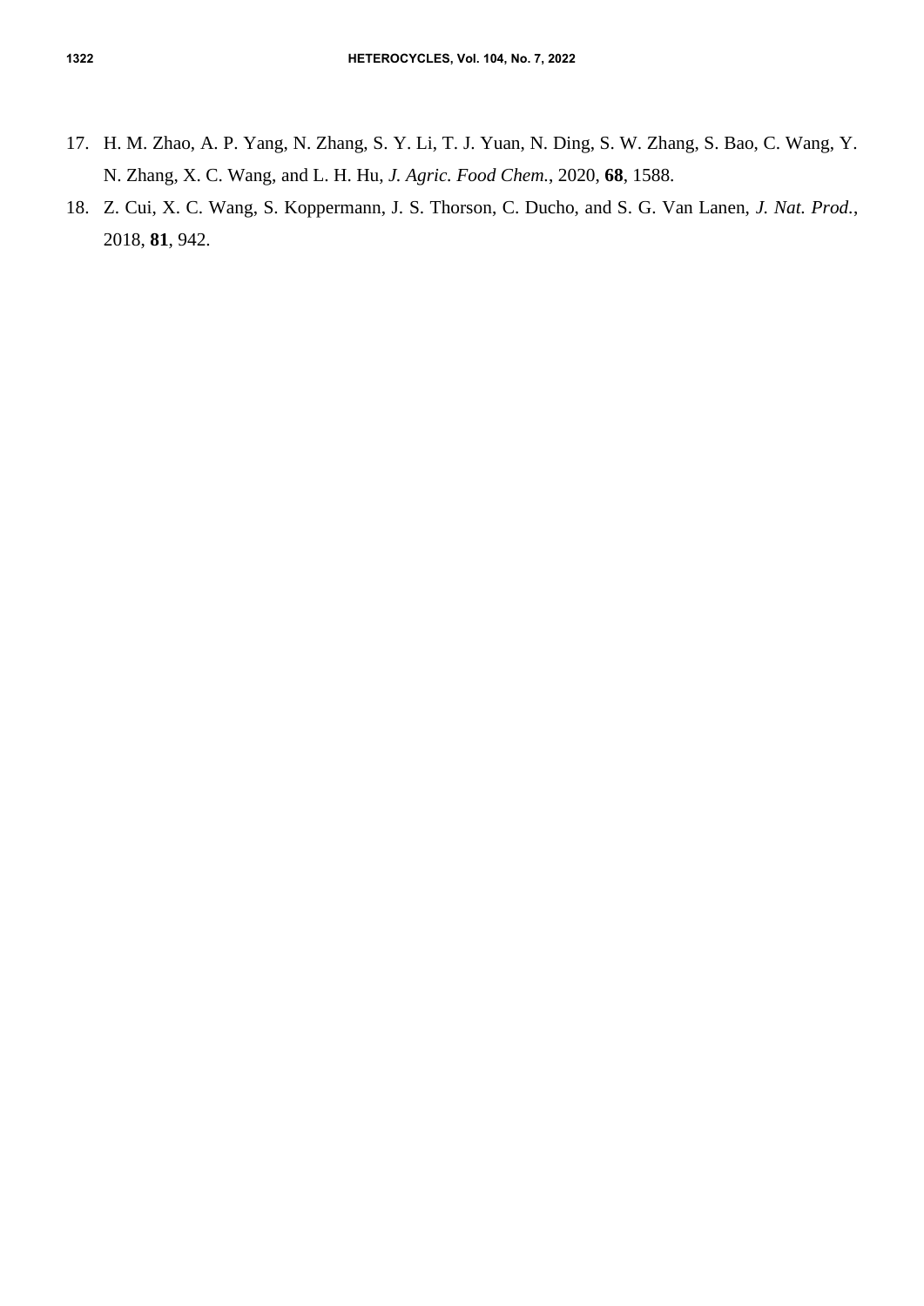17. H. M. Zhao, A. P. Yang, N. Zhang, S. Y. Li, T. J. Yuan, N. Ding, S. W. Zhang, S. Bao, C. Wang, Y. N. Zhang, X. C. Wang, and L. H. Hu, *J. Agric. Food Chem.*, 2020, **68**, 1588.
18. Z. Cui, X. C. Wang, S. Koppermann, J. S. Thorson, C. Ducho, and S. G. Van Lanen, *J. Nat. Prod.*, 2018, **81**, 942.